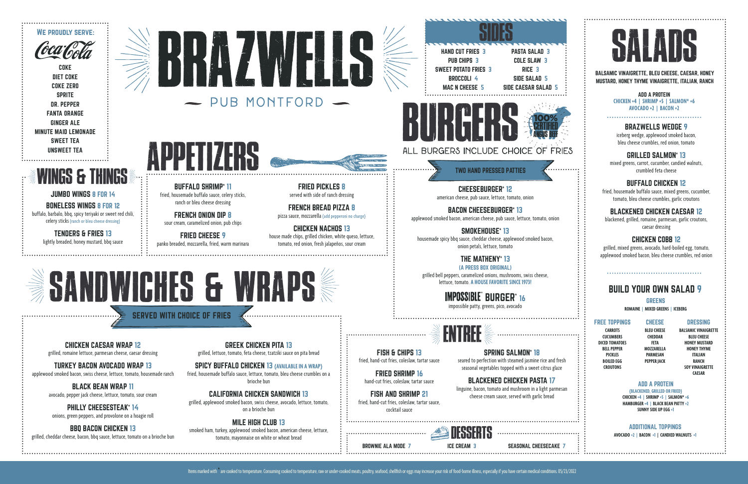# BRAZWELLS

PUB MONTFORD

## We proudly serve:

Coca-Cola

- COKE
- DIET COKE
- COKE ZERO
- SPRITE
- DR. PEPPER
- FANTA ORANGE
- GINGER ALE
- MINUTE MAID LEMONADE
- SWEET TEA
- UNSWEET TEA

## WINGS & THINGS

**JUMBO WINGS** 8 FOR 14

**BONELESS WINGS** 8 FOR 12

buffalo, barbalo, bbq, spicy teriyaki or sweet red chili, celery sticks (ranch or bleu cheese dressing)

**TENDERS & FRIES** 13

lightly breaded, honey mustard, bbq sauce

## APPETIZERS

**BUFFALO SHRIMP*** 11

fried, housemade buffalo sauce, celery sticks, ranch or bleu cheese dressing

**FRENCH ONION DIP** 8

sour cream, caramelized onion, pub chips

**FRIED CHEESE** 9

panko breaded, mozzarella, fried, warm marinara

**FRIED PICKLES** 8

served with side of ranch dressing

**FRENCH BREAD PIZZA** 8

pizza sauce, mozzarella (add pepperoni no charge)

**CHICKEN NACHOS** 13

house made chips, grilled chicken, white queso, lettuce, tomato, red onion, fresh jalapeños, sour cream

## SIDES

- HAND CUT FRIES 3
- PUB CHIPS 3
- SWEET POTATO FRIES 3
- BROCCOLI 4
- MAC N CHEESE 5
- PASTA SALAD 3
- COLE SLAW 3
- RICE 3
- SIDE SALAD 5
- SIDE CAESAR SALAD 5

## BURGERS

100% CERTIFIED ANGUS BEEF

ALL BURGERS INCLUDE CHOICE OF FRIES

TWO HAND PRESSED PATTIES

**CHEESEBURGER*** 12

american cheese, pub sauce, lettuce, tomato, onion

**BACON CHEESEBURGER*** 13

applewood smoked bacon, american cheese, pub sauce, lettuce, tomato, onion

**SMOKEHOUSE*** 13

housemade spicy bbq sauce, cheddar cheese, applewood smoked bacon, onion petals, lettuce, tomato

**THE MATHENY*** 13

(A PRESS BOX ORIGINAL)

grilled bell peppers, caramelized onions, mushrooms, swiss cheese, lettuce, tomato. A HOUSE FAVORITE SINCE 1973!

**IMPOSSIBLE BURGER*** 16

impossible patty, greens, pico, avocado

## SALADS

BALSAMIC VINAIGRETTE, BLEU CHEESE, CAESAR, HONEY MUSTARD, HONEY THYME VINAIGRETTE, ITALIAN, RANCH

ADD A PROTEIN

CHICKEN +4 | SHRIMP +5 | SALMON* +6

AVOCADO +2 | BACON +2

**BRAZWELLS WEDGE** 9

iceberg wedge, applewood smoked bacon, bleu cheese crumbles, red onion, tomato

**GRILLED SALMON*** 13

mixed greens, carrot, cucumber, candied walnuts, crumbled feta cheese

**BUFFALO CHICKEN** 12

fried, housemade buffalo sauce, mixed greens, cucumber, tomato, bleu cheese crumbles, garlic croutons

**BLACKENED CHICKEN CAESAR** 12

blackened, grilled, romaine, parmesan, garlic croutons, caesar dressing

**CHICKEN COBB** 12

grilled, mixed greens, avocado, hard-boiled egg, tomato, applewood smoked bacon, bleu cheese crumbles, red onion

### BUILD YOUR OWN SALAD 9

**GREENS**

ROMAINE | MIXED GREENS | ICEBERG

| FREE TOPPINGS | CHEESE | DRESSING |
|---|---|---|
| CARROTS | BLEU CHEESE | BALSAMIC VINAIGRETTE |
| CUCUMBERS | CHEDDAR | BLEU CHEESE |
| DICED TOMATOES | FETA | HONEY MUSTARD |
| BELL PEPPER | MOZZARELLA | HONEY THYME |
| PICKLES | PARMESAN | ITALIAN |
| BOILED EGG | PEPPER JACK | RANCH |
| CROUTONS | | SOY VINAIGRETTE |
| | | CAESAR |

**ADD A PROTEIN**

(BLACKENED, GRILLED OR FRIED)

CHICKEN +4 | SHRIMP +5 | SALMON* +6

HAMBURGER +4 | BLACK BEAN PATTY +2

SUNNY SIDE UP EGG +1

**ADDITIONAL TOPPINGS**

AVOCADO +2 | BACON +1 | CANDIED WALNUTS +1

## SANDWICHES & WRAPS

SERVED WITH CHOICE OF FRIES

**CHICKEN CAESAR WRAP** 12

grilled, romaine lettuce, parmesan cheese, caesar dressing

**TURKEY BACON AVOCADO WRAP** 13

applewood smoked bacon, swiss cheese, lettuce, tomato, housemade ranch

**BLACK BEAN WRAP** 11

avocado, pepper jack cheese, lettuce, tomato, sour cream

**PHILLY CHEESESTEAK*** 14

onions, green peppers, and provolone on a hoagie roll

**BBQ BACON CHICKEN** 13

grilled, cheddar cheese, bacon, bbq sauce, lettuce, tomato on a brioche bun

**GREEK CHICKEN PITA** 13

grilled, lettuce, tomato, feta cheese, tzatziki sauce on pita bread

**SPICY BUFFALO CHICKEN** 13 (AVAILABLE IN A WRAP)

fried, housemade buffalo sauce, lettuce, tomato, bleu cheese crumbles on a brioche bun

**CALIFORNIA CHICKEN SANDWICH** 13

grilled, applewood smoked bacon, swiss cheese, avocado, lettuce, tomato, on a brioche bun

**MILE HIGH CLUB** 13

smoked ham, turkey, applewood smoked bacon, american cheese, lettuce, tomato, mayonnaise on white or wheat bread

## ENTREE

**FISH & CHIPS** 13

fried, hand-cut fries, coleslaw, tartar sauce

**FRIED SHRIMP** 16

hand-cut fries, coleslaw, tartar sauce

**FISH AND SHRIMP** 21

fried, hand-cut fries, coleslaw, tartar sauce, cocktail sauce

**SPRING SALMON*** 18

seared to perfection with steamed jasmine rice and fresh seasonal vegetables topped with a sweet citrus glaze

**BLACKENED CHICKEN PASTA** 17

linguine, bacon, tomato and mushroom in a light parmesan cheese cream sauce, served with garlic bread

## DESSERTS

- BROWNIE ALA MODE 7
- ICE CREAM 3
- SEASONAL CHEESECAKE 7

Items marked with * are cooked to temperature. Consuming cooked to temperature, raw or under-cooked meats, poultry, seafood, shellfish or eggs may increase your risk of food-borne illness, especially if you have certain medical conditions. 05/23/2022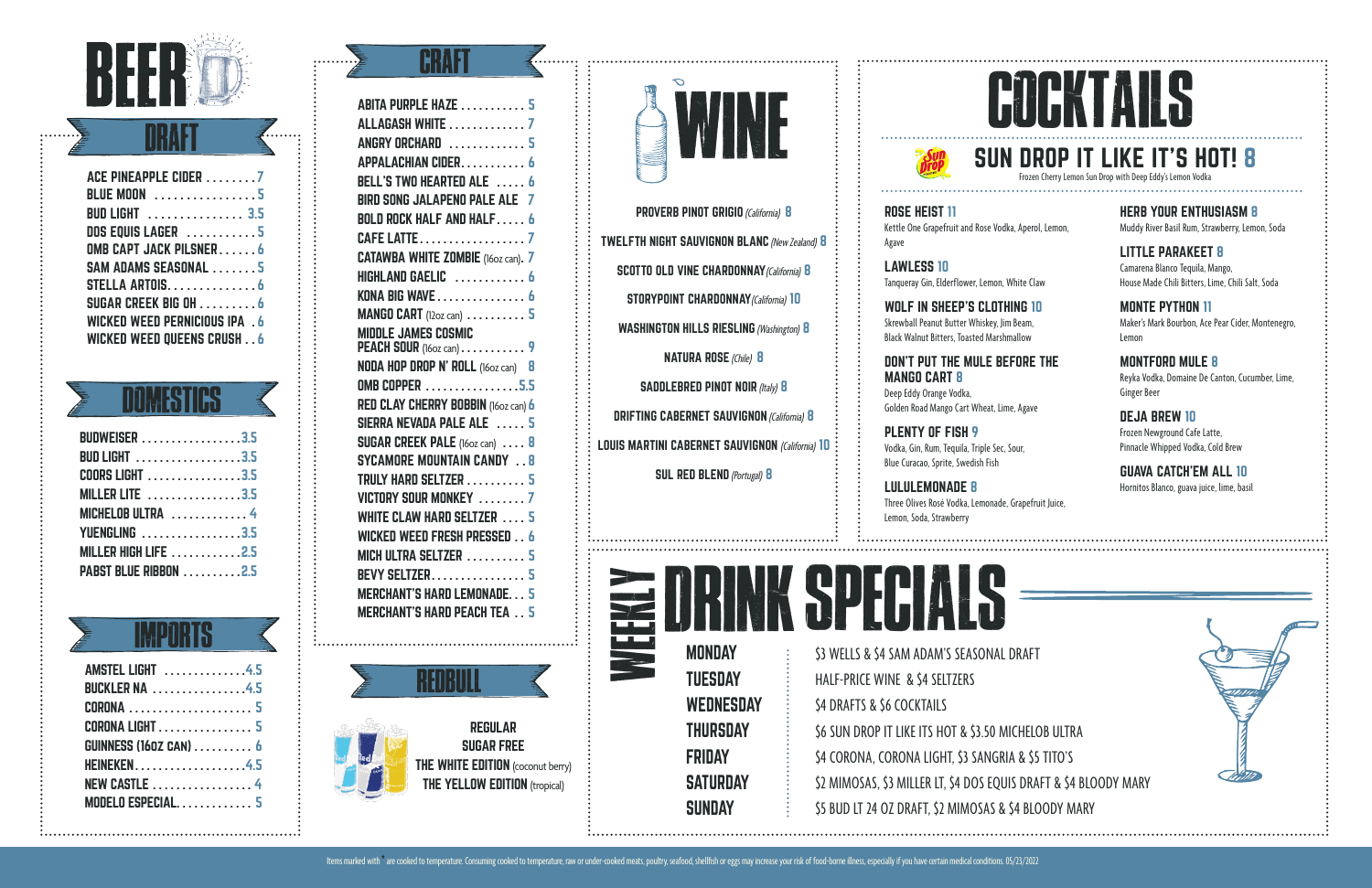# BEER

## DRAFT

- ACE PINEAPPLE CIDER ........7
- BLUE MOON ................5
- BUD LIGHT ............... 3.5
- DOS EQUIS LAGER ...........5
- OMB CAPT JACK PILSNER......6
- SAM ADAMS SEASONAL .......5
- STELLA ARTOIS.............6
- SUGAR CREEK BIG OH .........6
- WICKED WEED PERNICIOUS IPA . 6
- WICKED WEED QUEENS CRUSH . . 6

## DOMESTICS

- BUDWEISER ................3.5
- BUD LIGHT .................3.5
- COORS LIGHT ...............3.5
- MILLER LITE ...............3.5
- MICHELOB ULTRA ............ 4
- YUENGLING .................3.5
- MILLER HIGH LIFE ...........2.5
- PABST BLUE RIBBON ..........2.5

## IMPORTS

- AMSTEL LIGHT .............4.5
- BUCKLER NA ................4.5
- CORONA .................... 5
- CORONA LIGHT ............... 5
- GUINNESS (16OZ CAN) .......... 6
- HEINEKEN..................4.5
- NEW CASTLE ................. 4
- MODELO ESPECIAL............ 5

## CRAFT

- ABITA PURPLE HAZE ........... 5
- ALLAGASH WHITE ............. 7
- ANGRY ORCHARD ............. 5
- APPALACHIAN CIDER........... 6
- BELL'S TWO HEARTED ALE ..... 6
- BIRD SONG JALAPENO PALE ALE 7
- BOLD ROCK HALF AND HALF..... 6
- CAFE LATTE.................. 7
- CATAWBA WHITE ZOMBIE (16oz can). 7
- HIGHLAND GAELIC ............ 6
- KONA BIG WAVE.............. 6
- MANGO CART (12oz can) .......... 5
- MIDDLE JAMES COSMIC PEACH SOUR (16oz can)........... 9
- NODA HOP DROP N' ROLL (16oz can) 8
- OMB COPPER ...............5.5
- RED CLAY CHERRY BOBBIN (16oz can) 6
- SIERRA NEVADA PALE ALE ..... 5
- SUGAR CREEK PALE (16oz can) .... 8
- SYCAMORE MOUNTAIN CANDY . . 8
- TRULY HARD SELTZER .......... 5
- VICTORY SOUR MONKEY ........ 7
- WHITE CLAW HARD SELTZER .... 5
- WICKED WEED FRESH PRESSED . . 6
- MICH ULTRA SELTZER .......... 5
- BEVY SELTZER................ 5
- MERCHANT'S HARD LEMONADE. . . 5
- MERCHANT'S HARD PEACH TEA . . 5

## REDBULL

- REGULAR
- SUGAR FREE
- THE WHITE EDITION (coconut berry)
- THE YELLOW EDITION (tropical)

# WINE

- PROVERB PINOT GRIGIO *(California)* 8
- TWELFTH NIGHT SAUVIGNON BLANC *(New Zealand)* 8
- SCOTTO OLD VINE CHARDONNAY *(California)* 8
- STORYPOINT CHARDONNAY *(California)* 10
- WASHINGTON HILLS RIESLING *(Washington)* 8
- NATURA ROSE *(Chile)* 8
- SADDLEBRED PINOT NOIR *(Italy)* 8
- DRIFTING CABERNET SAUVIGNON *(California)* 8
- LOUIS MARTINI CABERNET SAUVIGNON *(California)* 10
- SUL RED BLEND *(Portugal)* 8

# COCKTAILS

## SUN DROP IT LIKE IT'S HOT! 8

Frozen Cherry Lemon Sun Drop with Deep Eddy's Lemon Vodka

**ROSE HEIST 11**
Kettle One Grapefruit and Rose Vodka, Aperol, Lemon, Agave

**LAWLESS 10**
Tanqueray Gin, Elderflower, Lemon, White Claw

**WOLF IN SHEEP'S CLOTHING 10**
Skrewball Peanut Butter Whiskey, Jim Beam, Black Walnut Bitters, Toasted Marshmallow

**DON'T PUT THE MULE BEFORE THE MANGO CART 8**
Deep Eddy Orange Vodka, Golden Road Mango Cart Wheat, Lime, Agave

**PLENTY OF FISH 9**
Vodka, Gin, Rum, Tequila, Triple Sec, Sour, Blue Curacao, Sprite, Swedish Fish

**LULULEMONADE 8**
Three Olives Rosé Vodka, Lemonade, Grapefruit Juice, Lemon, Soda, Strawberry

**HERB YOUR ENTHUSIASM 8**
Muddy River Basil Rum, Strawberry, Lemon, Soda

**LITTLE PARAKEET 8**
Camarena Blanco Tequila, Mango, House Made Chili Bitters, Lime, Chili Salt, Soda

**MONTE PYTHON 11**
Maker's Mark Bourbon, Ace Pear Cider, Montenegro, Lemon

**MONTFORD MULE 8**
Reyka Vodka, Domaine De Canton, Cucumber, Lime, Ginger Beer

**DEJA BREW 10**
Frozen Newground Cafe Latte, Pinnacle Whipped Vodka, Cold Brew

**GUAVA CATCH'EM ALL 10**
Hornitos Blanco, guava juice, lime, basil

# WEEKLY DRINK SPECIALS

| | |
|---|---|
| MONDAY | $3 WELLS & $4 SAM ADAM'S SEASONAL DRAFT |
| TUESDAY | HALF-PRICE WINE & $4 SELTZERS |
| WEDNESDAY | $4 DRAFTS & $6 COCKTAILS |
| THURSDAY | $6 SUN DROP IT LIKE ITS HOT & $3.50 MICHELOB ULTRA |
| FRIDAY | $4 CORONA, CORONA LIGHT, $3 SANGRIA & $5 TITO'S |
| SATURDAY | $2 MIMOSAS, $3 MILLER LT, $4 DOS EQUIS DRAFT & $4 BLOODY MARY |
| SUNDAY | $5 BUD LT 24 OZ DRAFT, $2 MIMOSAS & $4 BLOODY MARY |

Items marked with * are cooked to temperature. Consuming cooked to temperature, raw or under-cooked meats, poultry, seafood, shellfish or eggs may increase your risk of food-borne illness, especially if you have certain medical conditions. 05/23/2022